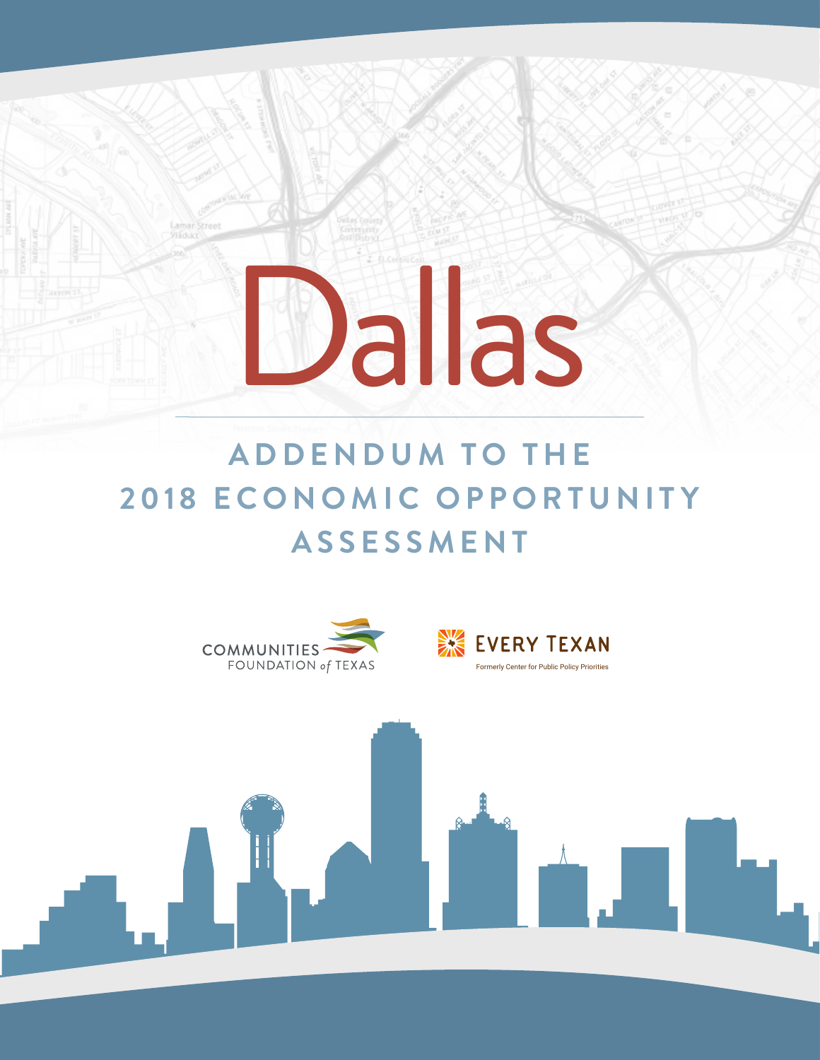# Dallas

## ADDENDUM TO THE 2018 ECONOMIC OPPORTUNITY ASSESSMENT

COMMUNITIES FOUNDATION *of* TEXAS

EVERY TEXAN

Formerly Center for Public Policy Priorities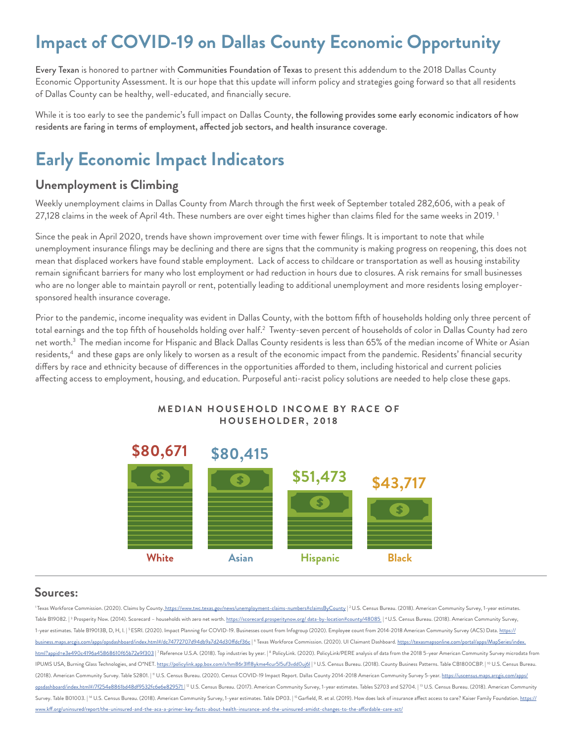# Impact of COVID-19 on Dallas County Economic Opportunity

**Every Texan** is honored to partner with **Communities Foundation of Texas** to present this addendum to the 2018 Dallas County Economic Opportunity Assessment. It is our hope that this update will inform policy and strategies going forward so that all residents of Dallas County can be healthy, well-educated, and financially secure.

While it is too early to see the pandemic's full impact on Dallas County, **the following provides some early economic indicators of how residents are faring in terms of employment, affected job sectors, and health insurance coverage**.

# Early Economic Impact Indicators

## Unemployment is Climbing

Weekly unemployment claims in Dallas County from March through the first week of September totaled 282,606, with a peak of 27,128 claims in the week of April 4th. These numbers are over eight times higher than claims filed for the same weeks in 2019. [1]

Since the peak in April 2020, trends have shown improvement over time with fewer filings. It is important to note that while unemployment insurance filings may be declining and there are signs that the community is making progress on reopening, this does not mean that displaced workers have found stable employment. Lack of access to childcare or transportation as well as housing instability remain significant barriers for many who lost employment or had reduction in hours due to closures. A risk remains for small businesses who are no longer able to maintain payroll or rent, potentially leading to additional unemployment and more residents losing employer-sponsored health insurance coverage.

Prior to the pandemic, income inequality was evident in Dallas County, with the bottom fifth of households holding only three percent of total earnings and the top fifth of households holding over half.[2] Twenty-seven percent of households of color in Dallas County had zero net worth.[3] The median income for Hispanic and Black Dallas County residents is less than 65% of the median income of White or Asian residents,[4] and these gaps are only likely to worsen as a result of the economic impact from the pandemic. Residents' financial security differs by race and ethnicity because of differences in the opportunities afforded to them, including historical and current policies affecting access to employment, housing, and education. Purposeful anti-racist policy solutions are needed to help close these gaps.

**MEDIAN HOUSEHOLD INCOME BY RACE OF HOUSEHOLDER, 2018**

| White | Asian | Hispanic | Black |
|---|---|---|---|
| $80,671 | $80,415 | $51,473 | $43,717 |

## Sources:

[1] Texas Workforce Commission. (2020). Claims by County. https://www.twc.texas.gov/news/unemployment-claims-numbers#claimsByCounty | [2] U.S. Census Bureau. (2018). American Community Survey, 1-year estimates. Table B19082. | [3] Prosperity Now. (2014). Scorecard – households with zero net worth. https://scorecard.prosperitynow.org/data-by-location#county/48085 | [4] U.S. Census Bureau. (2018). American Community Survey, 1-year estimates. Table B19013B, D, H, I. | [5] ESRI. (2020). Impact Planning for COVID-19. Businesses count from Infogroup (2020). Employee count from 2014-2018 American Community Survey (ACS) Data. https://business.maps.arcgis.com/apps/opsdashboard/index.html#/dc74772707d94db9a7d24d30ffdcf36c | [6] Texas Workforce Commission. (2020). UI Claimant Dashboard. https://texasmapsonline.com/portal/apps/MapSeries/index.html?appid=e3e490c4196a45868610f65b72e9f303 | [7] Reference U.S.A. (2018). Top industries by year. | [8] PolicyLink. (2020). PolicyLink/PERE analysis of data from the 2018 5-year American Community Survey microdata from IPUMS USA, Burning Glass Technologies, and O*NET. https://policylink.app.box.com/s/hm86r3lf18ykme4cur5l5uf3vdd0uj6l | [9] U.S. Census Bureau. (2018). County Business Patterns. Table CB1800CBP. | [10] U.S. Census Bureau. (2018). American Community Survey. Table S2801. | [11] U.S. Census Bureau. (2020). Census COVID-19 Impact Report. Dallas County 2014-2018 American Community Survey 5-year. https://uscensus.maps.arcgis.com/apps/opsdashboard/index.html#/7f254e8861bd48df9532fc6e6e829571 | [12] U.S. Census Bureau. (2017). American Community Survey, 1-year estimates. Tables S2703 and S2704. | [13] U.S. Census Bureau. (2018). American Community Survey. Table B01003. | [14] U.S. Census Bureau. (2018). American Community Survey, 1-year estimates. Table DP03. | [15] Garfield, R. et al. (2019). How does lack of insurance affect access to care? Kaiser Family Foundation. https://www.kff.org/uninsured/report/the-uninsured-and-the-aca-a-primer-key-facts-about-health-insurance-and-the-uninsured-amidst-changes-to-the-affordable-care-act/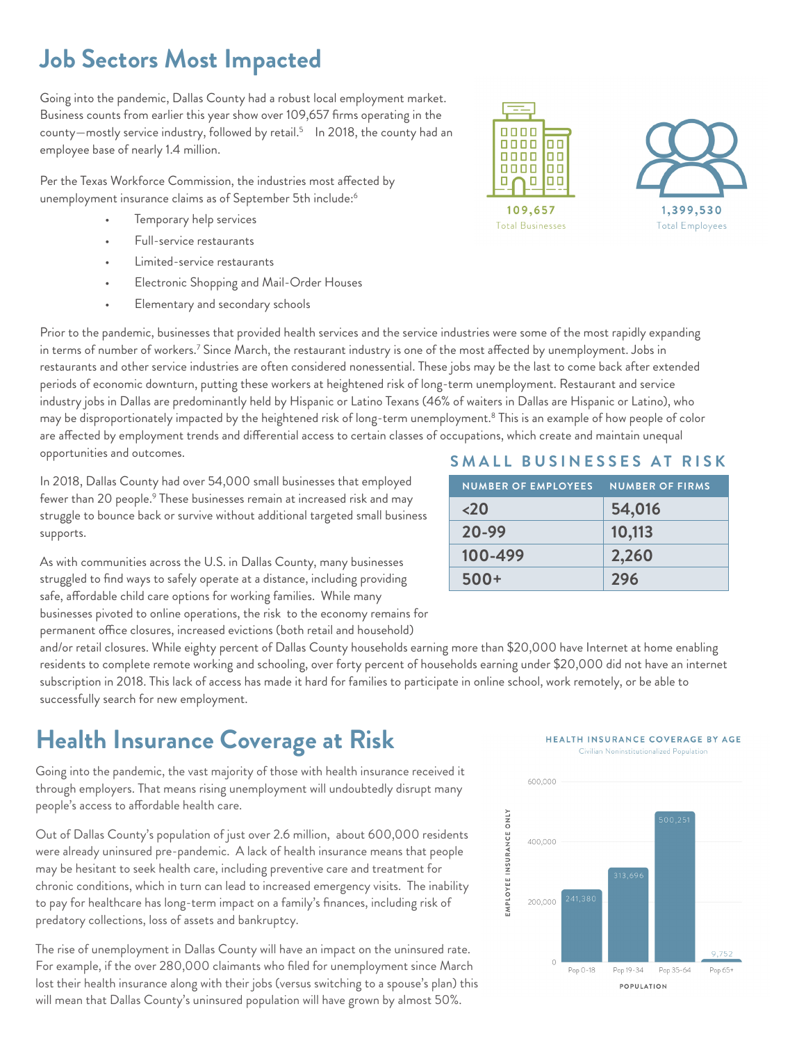# Job Sectors Most Impacted

Going into the pandemic, Dallas County had a robust local employment market. Business counts from earlier this year show over 109,657 firms operating in the county—mostly service industry, followed by retail.[5] In 2018, the county had an employee base of nearly 1.4 million.

**109,657**
Total Businesses

**1,399,530**
Total Employees

Per the Texas Workforce Commission, the industries most affected by unemployment insurance claims as of September 5th include:[6]

- Temporary help services
- Full-service restaurants
- Limited-service restaurants
- Electronic Shopping and Mail-Order Houses
- Elementary and secondary schools

Prior to the pandemic, businesses that provided health services and the service industries were some of the most rapidly expanding in terms of number of workers.[7] Since March, the restaurant industry is one of the most affected by unemployment. Jobs in restaurants and other service industries are often considered nonessential. These jobs may be the last to come back after extended periods of economic downturn, putting these workers at heightened risk of long-term unemployment. Restaurant and service industry jobs in Dallas are predominantly held by Hispanic or Latino Texans (46% of waiters in Dallas are Hispanic or Latino), who may be disproportionately impacted by the heightened risk of long-term unemployment.[8] This is an example of how people of color are affected by employment trends and differential access to certain classes of occupations, which create and maintain unequal opportunities and outcomes.

In 2018, Dallas County had over 54,000 small businesses that employed fewer than 20 people.[9] These businesses remain at increased risk and may struggle to bounce back or survive without additional targeted small business supports.

### SMALL BUSINESSES AT RISK

| NUMBER OF EMPLOYEES | NUMBER OF FIRMS |
|---|---|
| <20 | 54,016 |
| 20-99 | 10,113 |
| 100-499 | 2,260 |
| 500+ | 296 |

As with communities across the U.S. in Dallas County, many businesses struggled to find ways to safely operate at a distance, including providing safe, affordable child care options for working families. While many businesses pivoted to online operations, the risk to the economy remains for permanent office closures, increased evictions (both retail and household) and/or retail closures. While eighty percent of Dallas County households earning more than $20,000 have Internet at home enabling residents to complete remote working and schooling, over forty percent of households earning under $20,000 did not have an internet subscription in 2018. This lack of access has made it hard for families to participate in online school, work remotely, or be able to successfully search for new employment.

# Health Insurance Coverage at Risk

Going into the pandemic, the vast majority of those with health insurance received it through employers. That means rising unemployment will undoubtedly disrupt many people's access to affordable health care.

Out of Dallas County's population of just over 2.6 million, about 600,000 residents were already uninsured pre-pandemic. A lack of health insurance means that people may be hesitant to seek health care, including preventive care and treatment for chronic conditions, which in turn can lead to increased emergency visits. The inability to pay for healthcare has long-term impact on a family's finances, including risk of predatory collections, loss of assets and bankruptcy.

The rise of unemployment in Dallas County will have an impact on the uninsured rate. For example, if the over 280,000 claimants who filed for unemployment since March lost their health insurance along with their jobs (versus switching to a spouse's plan) this will mean that Dallas County's uninsured population will have grown by almost 50%.

**HEALTH INSURANCE COVERAGE BY AGE**
Civilian Noninstitutionalized Population

| POPULATION | EMPLOYEE INSURANCE ONLY |
|---|---|
| Pop 0-18 | 241,380 |
| Pop 19-34 | 313,696 |
| Pop 35-64 | 500,251 |
| Pop 65+ | 9,752 |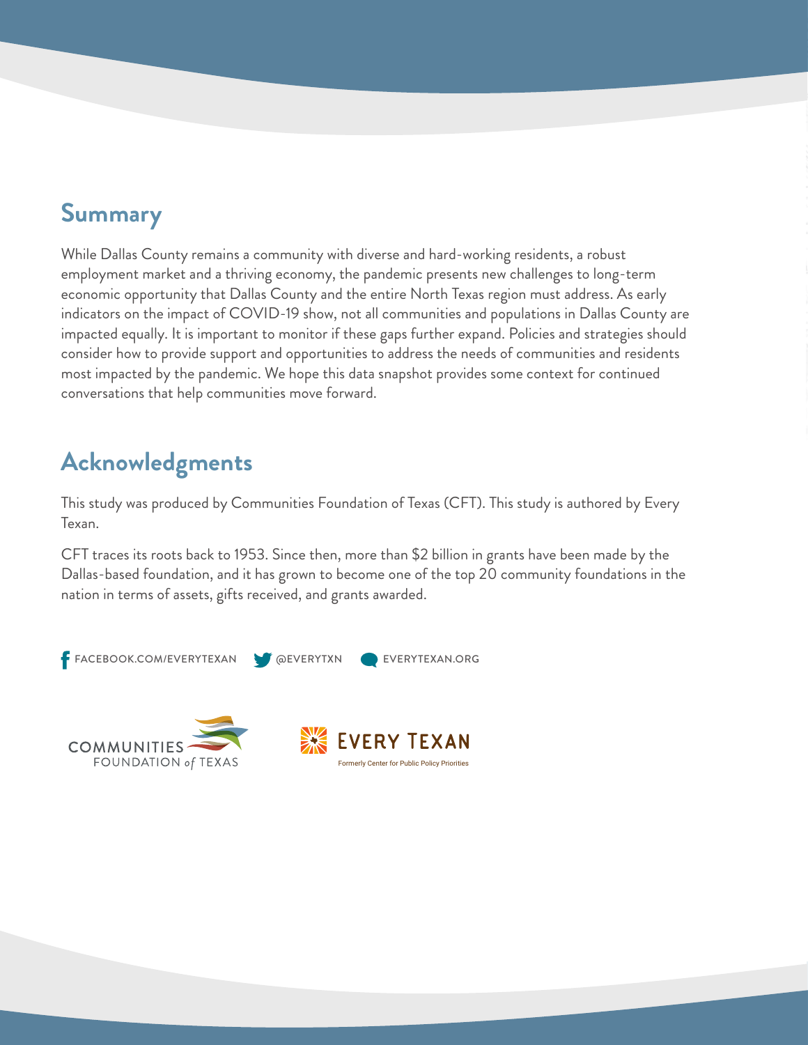## Summary

While Dallas County remains a community with diverse and hard-working residents, a robust employment market and a thriving economy, the pandemic presents new challenges to long-term economic opportunity that Dallas County and the entire North Texas region must address. As early indicators on the impact of COVID-19 show, not all communities and populations in Dallas County are impacted equally. It is important to monitor if these gaps further expand. Policies and strategies should consider how to provide support and opportunities to address the needs of communities and residents most impacted by the pandemic. We hope this data snapshot provides some context for continued conversations that help communities move forward.

## Acknowledgments

This study was produced by Communities Foundation of Texas (CFT). This study is authored by Every Texan.

CFT traces its roots back to 1953. Since then, more than $2 billion in grants have been made by the Dallas-based foundation, and it has grown to become one of the top 20 community foundations in the nation in terms of assets, gifts received, and grants awarded.

FACEBOOK.COM/EVERYTEXAN @EVERYTXN EVERYTEXAN.ORG

COMMUNITIES FOUNDATION of TEXAS

EVERY TEXAN

Formerly Center for Public Policy Priorities